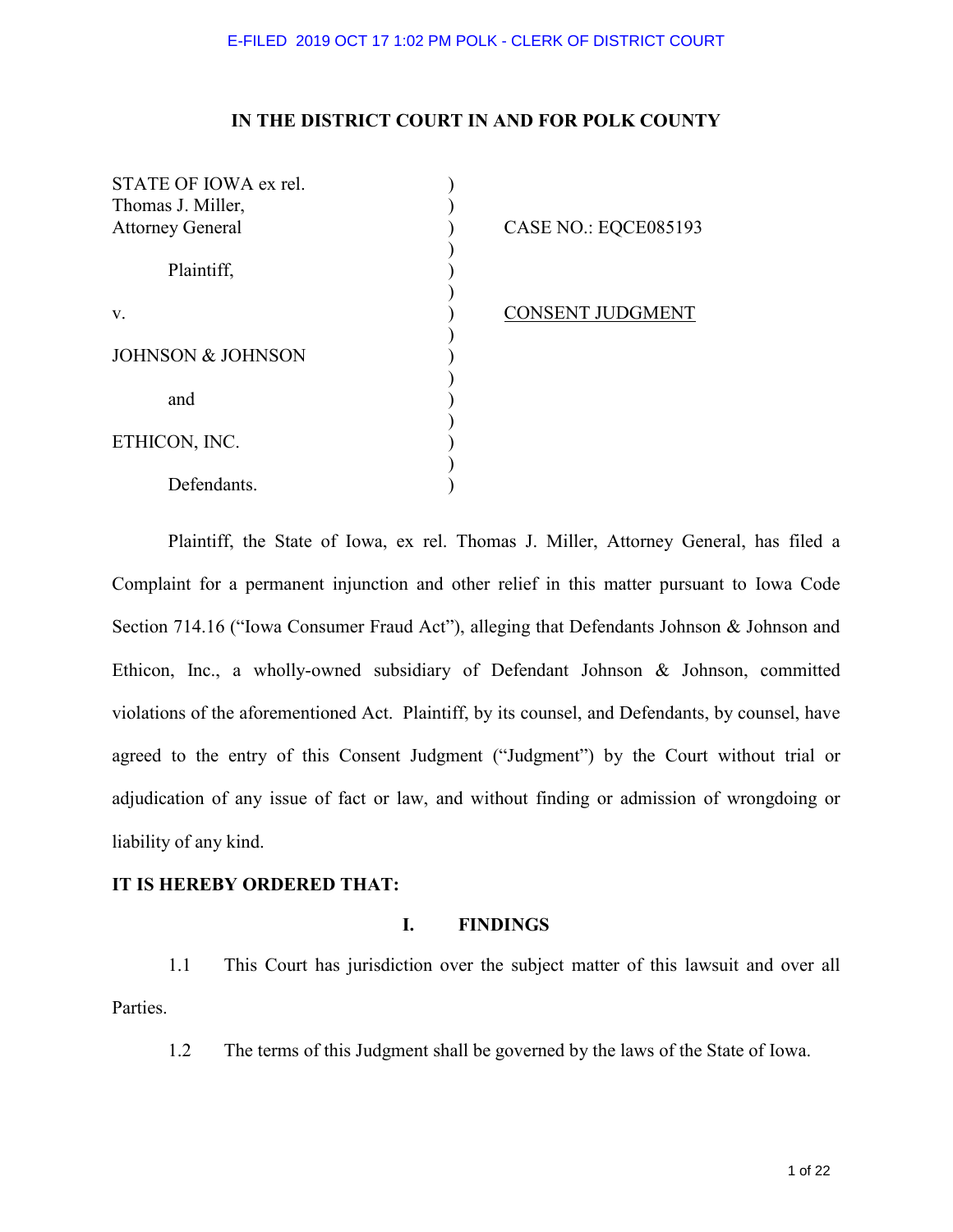E-FILED 2019 OCT 17 1:02 PM POLK - CLERK OF DISTRICT COURT

**IN THE DISTRICT COURT IN AND FOR POLK COUNTY**

| | | |
|---|---|---|
| STATE OF IOWA ex rel. Thomas J. Miller, Attorney General | ) | CASE NO.: EQCE085193 |
| Plaintiff, | ) | |
| v. | ) | CONSENT JUDGMENT |
| JOHNSON & JOHNSON | ) | |
| and | ) | |
| ETHICON, INC. | ) | |
| Defendants. | ) | |

Plaintiff, the State of Iowa, ex rel. Thomas J. Miller, Attorney General, has filed a Complaint for a permanent injunction and other relief in this matter pursuant to Iowa Code Section 714.16 ("Iowa Consumer Fraud Act"), alleging that Defendants Johnson & Johnson and Ethicon, Inc., a wholly-owned subsidiary of Defendant Johnson & Johnson, committed violations of the aforementioned Act. Plaintiff, by its counsel, and Defendants, by counsel, have agreed to the entry of this Consent Judgment ("Judgment") by the Court without trial or adjudication of any issue of fact or law, and without finding or admission of wrongdoing or liability of any kind.

**IT IS HEREBY ORDERED THAT:**

## I. FINDINGS

1.1 This Court has jurisdiction over the subject matter of this lawsuit and over all Parties.

1.2 The terms of this Judgment shall be governed by the laws of the State of Iowa.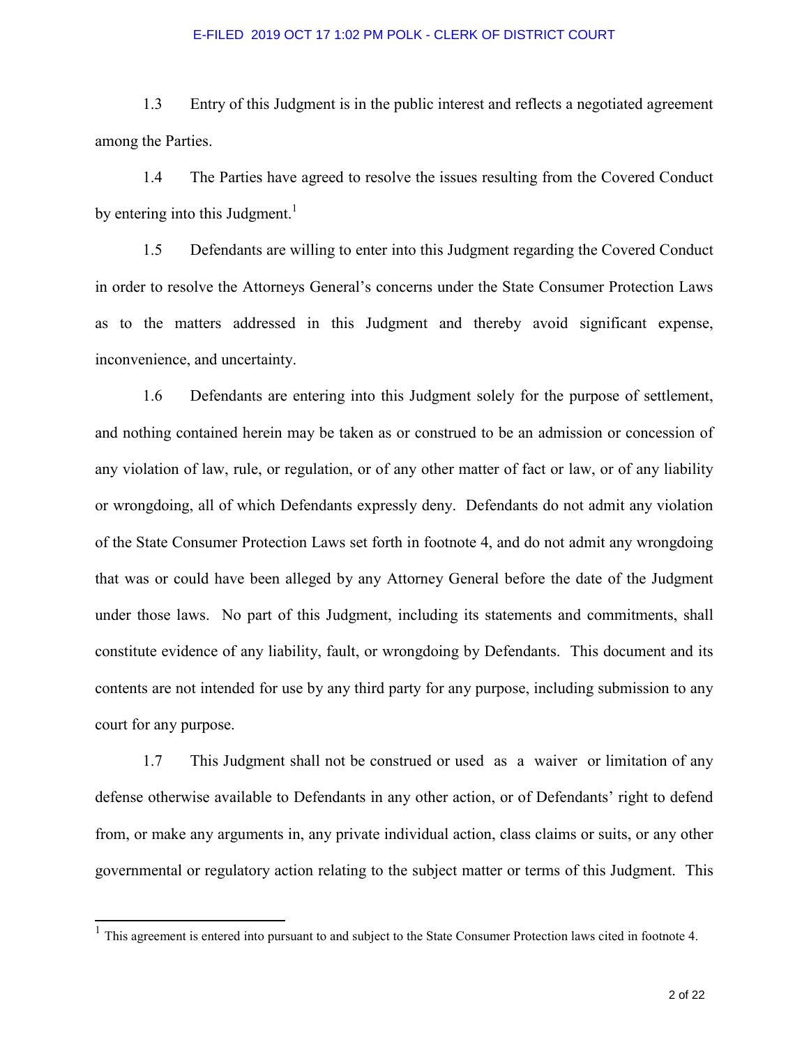1.3 Entry of this Judgment is in the public interest and reflects a negotiated agreement among the Parties.

1.4 The Parties have agreed to resolve the issues resulting from the Covered Conduct by entering into this Judgment.[1]

1.5 Defendants are willing to enter into this Judgment regarding the Covered Conduct in order to resolve the Attorneys General's concerns under the State Consumer Protection Laws as to the matters addressed in this Judgment and thereby avoid significant expense, inconvenience, and uncertainty.

1.6 Defendants are entering into this Judgment solely for the purpose of settlement, and nothing contained herein may be taken as or construed to be an admission or concession of any violation of law, rule, or regulation, or of any other matter of fact or law, or of any liability or wrongdoing, all of which Defendants expressly deny. Defendants do not admit any violation of the State Consumer Protection Laws set forth in footnote 4, and do not admit any wrongdoing that was or could have been alleged by any Attorney General before the date of the Judgment under those laws. No part of this Judgment, including its statements and commitments, shall constitute evidence of any liability, fault, or wrongdoing by Defendants. This document and its contents are not intended for use by any third party for any purpose, including submission to any court for any purpose.

1.7 This Judgment shall not be construed or used as a waiver or limitation of any defense otherwise available to Defendants in any other action, or of Defendants' right to defend from, or make any arguments in, any private individual action, class claims or suits, or any other governmental or regulatory action relating to the subject matter or terms of this Judgment. This

[1] This agreement is entered into pursuant to and subject to the State Consumer Protection laws cited in footnote 4.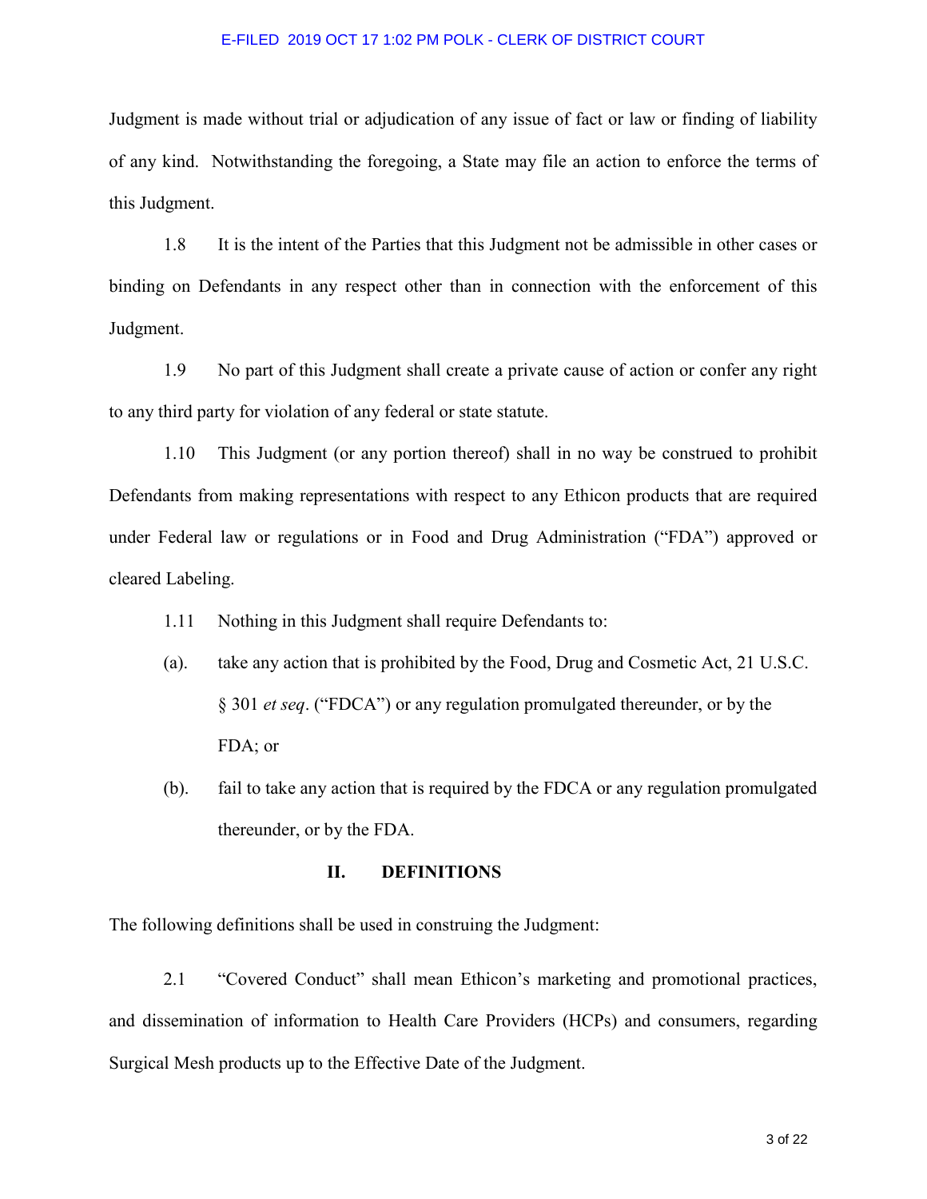Judgment is made without trial or adjudication of any issue of fact or law or finding of liability of any kind. Notwithstanding the foregoing, a State may file an action to enforce the terms of this Judgment.

1.8 It is the intent of the Parties that this Judgment not be admissible in other cases or binding on Defendants in any respect other than in connection with the enforcement of this Judgment.

1.9 No part of this Judgment shall create a private cause of action or confer any right to any third party for violation of any federal or state statute.

1.10 This Judgment (or any portion thereof) shall in no way be construed to prohibit Defendants from making representations with respect to any Ethicon products that are required under Federal law or regulations or in Food and Drug Administration ("FDA") approved or cleared Labeling.

1.11 Nothing in this Judgment shall require Defendants to:

(a). take any action that is prohibited by the Food, Drug and Cosmetic Act, 21 U.S.C. § 301 *et seq*. ("FDCA") or any regulation promulgated thereunder, or by the FDA; or

(b). fail to take any action that is required by the FDCA or any regulation promulgated thereunder, or by the FDA.

## II. DEFINITIONS

The following definitions shall be used in construing the Judgment:

2.1 "Covered Conduct" shall mean Ethicon's marketing and promotional practices, and dissemination of information to Health Care Providers (HCPs) and consumers, regarding Surgical Mesh products up to the Effective Date of the Judgment.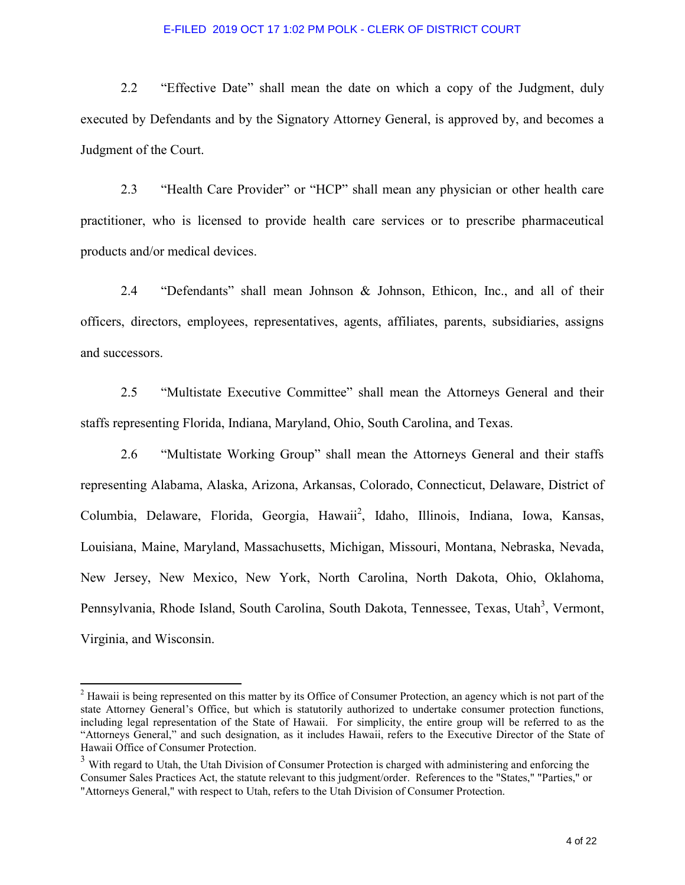2.2 "Effective Date" shall mean the date on which a copy of the Judgment, duly executed by Defendants and by the Signatory Attorney General, is approved by, and becomes a Judgment of the Court.

2.3 "Health Care Provider" or "HCP" shall mean any physician or other health care practitioner, who is licensed to provide health care services or to prescribe pharmaceutical products and/or medical devices.

2.4 "Defendants" shall mean Johnson & Johnson, Ethicon, Inc., and all of their officers, directors, employees, representatives, agents, affiliates, parents, subsidiaries, assigns and successors.

2.5 "Multistate Executive Committee" shall mean the Attorneys General and their staffs representing Florida, Indiana, Maryland, Ohio, South Carolina, and Texas.

2.6 "Multistate Working Group" shall mean the Attorneys General and their staffs representing Alabama, Alaska, Arizona, Arkansas, Colorado, Connecticut, Delaware, District of Columbia, Delaware, Florida, Georgia, Hawaii[2], Idaho, Illinois, Indiana, Iowa, Kansas, Louisiana, Maine, Maryland, Massachusetts, Michigan, Missouri, Montana, Nebraska, Nevada, New Jersey, New Mexico, New York, North Carolina, North Dakota, Ohio, Oklahoma, Pennsylvania, Rhode Island, South Carolina, South Dakota, Tennessee, Texas, Utah[3], Vermont, Virginia, and Wisconsin.

---

[2] Hawaii is being represented on this matter by its Office of Consumer Protection, an agency which is not part of the state Attorney General's Office, but which is statutorily authorized to undertake consumer protection functions, including legal representation of the State of Hawaii. For simplicity, the entire group will be referred to as the "Attorneys General," and such designation, as it includes Hawaii, refers to the Executive Director of the State of Hawaii Office of Consumer Protection.

[3] With regard to Utah, the Utah Division of Consumer Protection is charged with administering and enforcing the Consumer Sales Practices Act, the statute relevant to this judgment/order. References to the "States," "Parties," or "Attorneys General," with respect to Utah, refers to the Utah Division of Consumer Protection.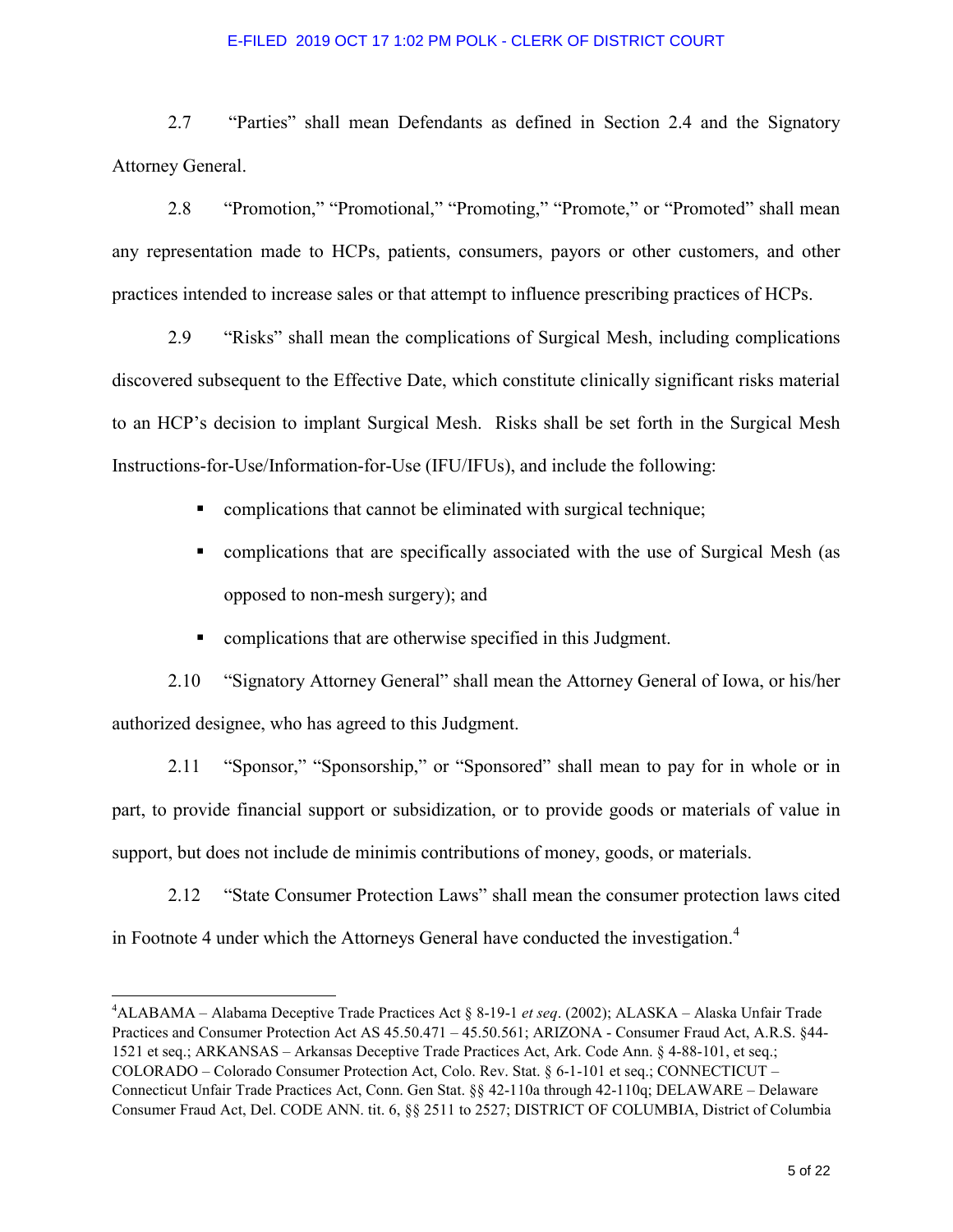2.7 "Parties" shall mean Defendants as defined in Section 2.4 and the Signatory Attorney General.

2.8 "Promotion," "Promotional," "Promoting," "Promote," or "Promoted" shall mean any representation made to HCPs, patients, consumers, payors or other customers, and other practices intended to increase sales or that attempt to influence prescribing practices of HCPs.

2.9 "Risks" shall mean the complications of Surgical Mesh, including complications discovered subsequent to the Effective Date, which constitute clinically significant risks material to an HCP's decision to implant Surgical Mesh. Risks shall be set forth in the Surgical Mesh Instructions-for-Use/Information-for-Use (IFU/IFUs), and include the following:

- complications that cannot be eliminated with surgical technique;
- complications that are specifically associated with the use of Surgical Mesh (as opposed to non-mesh surgery); and
- complications that are otherwise specified in this Judgment.

2.10 "Signatory Attorney General" shall mean the Attorney General of Iowa, or his/her authorized designee, who has agreed to this Judgment.

2.11 "Sponsor," "Sponsorship," or "Sponsored" shall mean to pay for in whole or in part, to provide financial support or subsidization, or to provide goods or materials of value in support, but does not include de minimis contributions of money, goods, or materials.

2.12 "State Consumer Protection Laws" shall mean the consumer protection laws cited in Footnote 4 under which the Attorneys General have conducted the investigation.[4]

---

[4] ALABAMA – Alabama Deceptive Trade Practices Act § 8-19-1 *et seq*. (2002); ALASKA – Alaska Unfair Trade Practices and Consumer Protection Act AS 45.50.471 – 45.50.561; ARIZONA - Consumer Fraud Act, A.R.S. §44-1521 et seq.; ARKANSAS – Arkansas Deceptive Trade Practices Act, Ark. Code Ann. § 4-88-101, et seq.; COLORADO – Colorado Consumer Protection Act, Colo. Rev. Stat. § 6-1-101 et seq.; CONNECTICUT – Connecticut Unfair Trade Practices Act, Conn. Gen Stat. §§ 42-110a through 42-110q; DELAWARE – Delaware Consumer Fraud Act, Del. CODE ANN. tit. 6, §§ 2511 to 2527; DISTRICT OF COLUMBIA, District of Columbia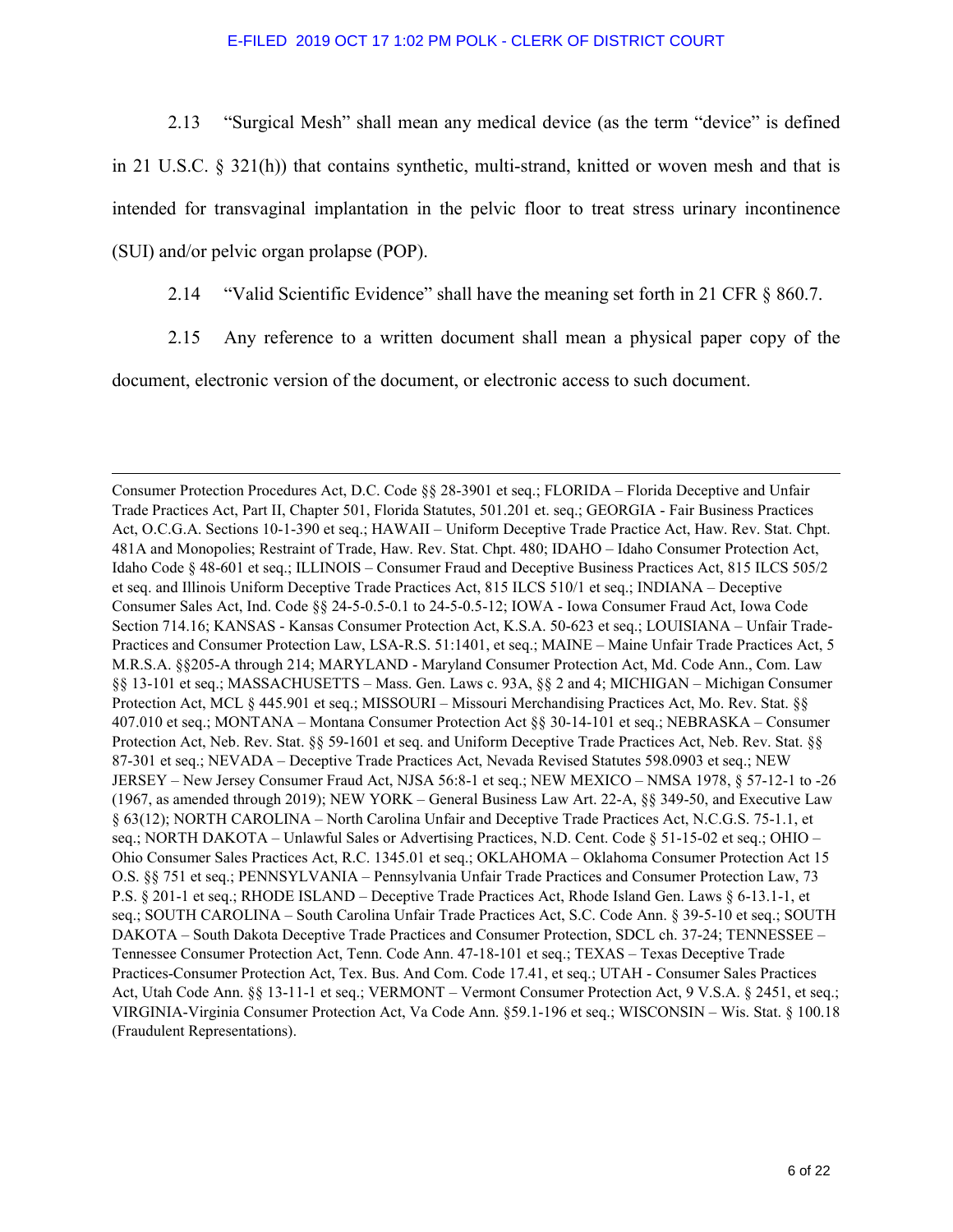2.13 "Surgical Mesh" shall mean any medical device (as the term "device" is defined in 21 U.S.C. § 321(h)) that contains synthetic, multi-strand, knitted or woven mesh and that is intended for transvaginal implantation in the pelvic floor to treat stress urinary incontinence (SUI) and/or pelvic organ prolapse (POP).

2.14 "Valid Scientific Evidence" shall have the meaning set forth in 21 CFR § 860.7.

2.15 Any reference to a written document shall mean a physical paper copy of the document, electronic version of the document, or electronic access to such document.

---

Consumer Protection Procedures Act, D.C. Code §§ 28-3901 et seq.; FLORIDA – Florida Deceptive and Unfair Trade Practices Act, Part II, Chapter 501, Florida Statutes, 501.201 et. seq.; GEORGIA - Fair Business Practices Act, O.C.G.A. Sections 10-1-390 et seq.; HAWAII – Uniform Deceptive Trade Practice Act, Haw. Rev. Stat. Chpt. 481A and Monopolies; Restraint of Trade, Haw. Rev. Stat. Chpt. 480; IDAHO – Idaho Consumer Protection Act, Idaho Code § 48-601 et seq.; ILLINOIS – Consumer Fraud and Deceptive Business Practices Act, 815 ILCS 505/2 et seq. and Illinois Uniform Deceptive Trade Practices Act, 815 ILCS 510/1 et seq.; INDIANA – Deceptive Consumer Sales Act, Ind. Code §§ 24-5-0.5-0.1 to 24-5-0.5-12; IOWA - Iowa Consumer Fraud Act, Iowa Code Section 714.16; KANSAS - Kansas Consumer Protection Act, K.S.A. 50-623 et seq.; LOUISIANA – Unfair Trade-Practices and Consumer Protection Law, LSA-R.S. 51:1401, et seq.; MAINE – Maine Unfair Trade Practices Act, 5 M.R.S.A. §§205-A through 214; MARYLAND - Maryland Consumer Protection Act, Md. Code Ann., Com. Law §§ 13-101 et seq.; MASSACHUSETTS – Mass. Gen. Laws c. 93A, §§ 2 and 4; MICHIGAN – Michigan Consumer Protection Act, MCL § 445.901 et seq.; MISSOURI – Missouri Merchandising Practices Act, Mo. Rev. Stat. §§ 407.010 et seq.; MONTANA – Montana Consumer Protection Act §§ 30-14-101 et seq.; NEBRASKA – Consumer Protection Act, Neb. Rev. Stat. §§ 59-1601 et seq. and Uniform Deceptive Trade Practices Act, Neb. Rev. Stat. §§ 87-301 et seq.; NEVADA – Deceptive Trade Practices Act, Nevada Revised Statutes 598.0903 et seq.; NEW JERSEY – New Jersey Consumer Fraud Act, NJSA 56:8-1 et seq.; NEW MEXICO – NMSA 1978, § 57-12-1 to -26 (1967, as amended through 2019); NEW YORK – General Business Law Art. 22-A, §§ 349-50, and Executive Law § 63(12); NORTH CAROLINA – North Carolina Unfair and Deceptive Trade Practices Act, N.C.G.S. 75-1.1, et seq.; NORTH DAKOTA – Unlawful Sales or Advertising Practices, N.D. Cent. Code § 51-15-02 et seq.; OHIO – Ohio Consumer Sales Practices Act, R.C. 1345.01 et seq.; OKLAHOMA – Oklahoma Consumer Protection Act 15 O.S. §§ 751 et seq.; PENNSYLVANIA – Pennsylvania Unfair Trade Practices and Consumer Protection Law, 73 P.S. § 201-1 et seq.; RHODE ISLAND – Deceptive Trade Practices Act, Rhode Island Gen. Laws § 6-13.1-1, et seq.; SOUTH CAROLINA – South Carolina Unfair Trade Practices Act, S.C. Code Ann. § 39-5-10 et seq.; SOUTH DAKOTA – South Dakota Deceptive Trade Practices and Consumer Protection, SDCL ch. 37-24; TENNESSEE – Tennessee Consumer Protection Act, Tenn. Code Ann. 47-18-101 et seq.; TEXAS – Texas Deceptive Trade Practices-Consumer Protection Act, Tex. Bus. And Com. Code 17.41, et seq.; UTAH - Consumer Sales Practices Act, Utah Code Ann. §§ 13-11-1 et seq.; VERMONT – Vermont Consumer Protection Act, 9 V.S.A. § 2451, et seq.; VIRGINIA-Virginia Consumer Protection Act, Va Code Ann. §59.1-196 et seq.; WISCONSIN – Wis. Stat. § 100.18 (Fraudulent Representations).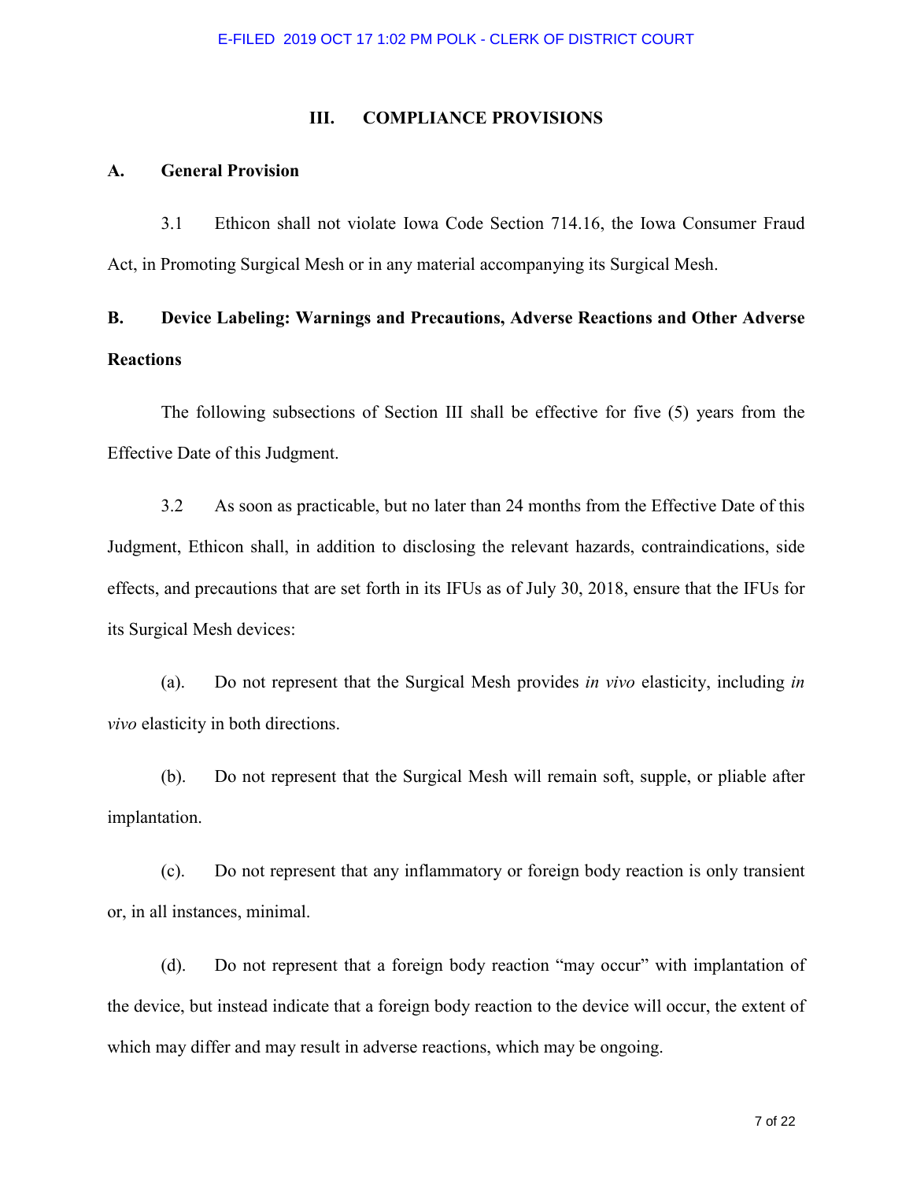## III. COMPLIANCE PROVISIONS

### A. General Provision

3.1 Ethicon shall not violate Iowa Code Section 714.16, the Iowa Consumer Fraud Act, in Promoting Surgical Mesh or in any material accompanying its Surgical Mesh.

### B. Device Labeling: Warnings and Precautions, Adverse Reactions and Other Adverse Reactions

The following subsections of Section III shall be effective for five (5) years from the Effective Date of this Judgment.

3.2 As soon as practicable, but no later than 24 months from the Effective Date of this Judgment, Ethicon shall, in addition to disclosing the relevant hazards, contraindications, side effects, and precautions that are set forth in its IFUs as of July 30, 2018, ensure that the IFUs for its Surgical Mesh devices:

(a). Do not represent that the Surgical Mesh provides *in vivo* elasticity, including *in vivo* elasticity in both directions.

(b). Do not represent that the Surgical Mesh will remain soft, supple, or pliable after implantation.

(c). Do not represent that any inflammatory or foreign body reaction is only transient or, in all instances, minimal.

(d). Do not represent that a foreign body reaction "may occur" with implantation of the device, but instead indicate that a foreign body reaction to the device will occur, the extent of which may differ and may result in adverse reactions, which may be ongoing.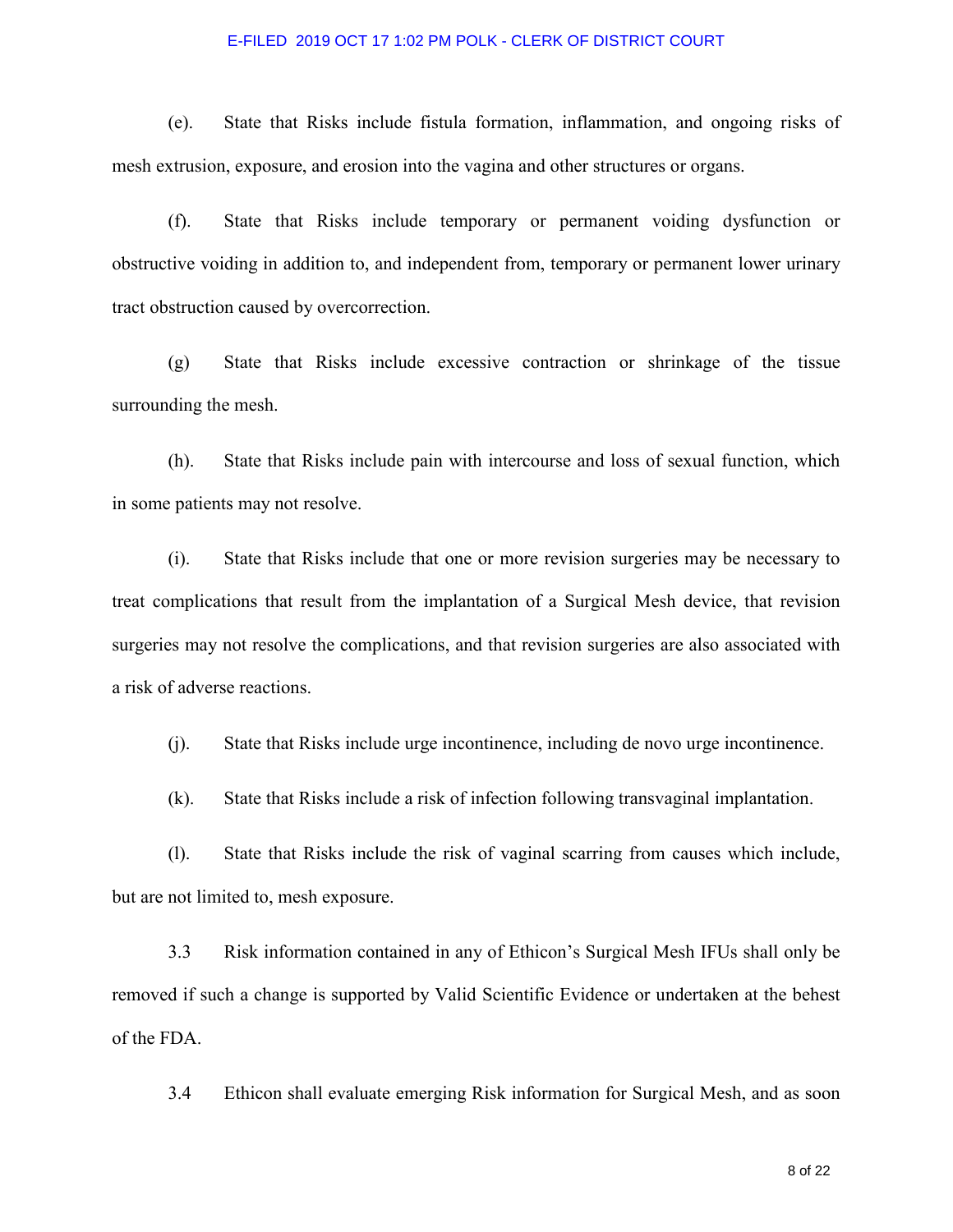(e). State that Risks include fistula formation, inflammation, and ongoing risks of mesh extrusion, exposure, and erosion into the vagina and other structures or organs.

(f). State that Risks include temporary or permanent voiding dysfunction or obstructive voiding in addition to, and independent from, temporary or permanent lower urinary tract obstruction caused by overcorrection.

(g) State that Risks include excessive contraction or shrinkage of the tissue surrounding the mesh.

(h). State that Risks include pain with intercourse and loss of sexual function, which in some patients may not resolve.

(i). State that Risks include that one or more revision surgeries may be necessary to treat complications that result from the implantation of a Surgical Mesh device, that revision surgeries may not resolve the complications, and that revision surgeries are also associated with a risk of adverse reactions.

(j). State that Risks include urge incontinence, including de novo urge incontinence.

(k). State that Risks include a risk of infection following transvaginal implantation.

(l). State that Risks include the risk of vaginal scarring from causes which include, but are not limited to, mesh exposure.

3.3 Risk information contained in any of Ethicon's Surgical Mesh IFUs shall only be removed if such a change is supported by Valid Scientific Evidence or undertaken at the behest of the FDA.

3.4 Ethicon shall evaluate emerging Risk information for Surgical Mesh, and as soon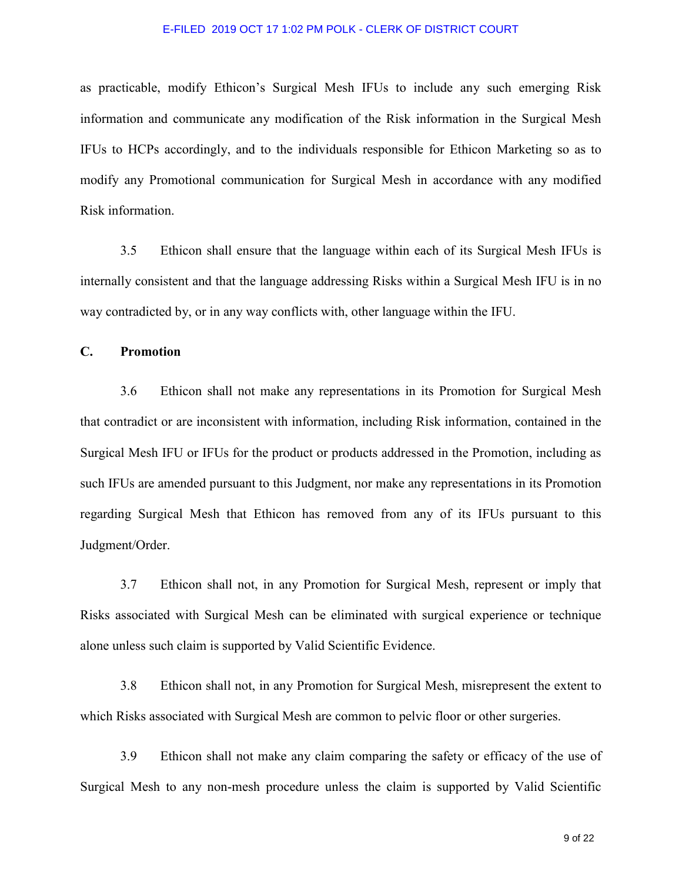as practicable, modify Ethicon's Surgical Mesh IFUs to include any such emerging Risk information and communicate any modification of the Risk information in the Surgical Mesh IFUs to HCPs accordingly, and to the individuals responsible for Ethicon Marketing so as to modify any Promotional communication for Surgical Mesh in accordance with any modified Risk information.

3.5 Ethicon shall ensure that the language within each of its Surgical Mesh IFUs is internally consistent and that the language addressing Risks within a Surgical Mesh IFU is in no way contradicted by, or in any way conflicts with, other language within the IFU.

**C. Promotion**

3.6 Ethicon shall not make any representations in its Promotion for Surgical Mesh that contradict or are inconsistent with information, including Risk information, contained in the Surgical Mesh IFU or IFUs for the product or products addressed in the Promotion, including as such IFUs are amended pursuant to this Judgment, nor make any representations in its Promotion regarding Surgical Mesh that Ethicon has removed from any of its IFUs pursuant to this Judgment/Order.

3.7 Ethicon shall not, in any Promotion for Surgical Mesh, represent or imply that Risks associated with Surgical Mesh can be eliminated with surgical experience or technique alone unless such claim is supported by Valid Scientific Evidence.

3.8 Ethicon shall not, in any Promotion for Surgical Mesh, misrepresent the extent to which Risks associated with Surgical Mesh are common to pelvic floor or other surgeries.

3.9 Ethicon shall not make any claim comparing the safety or efficacy of the use of Surgical Mesh to any non-mesh procedure unless the claim is supported by Valid Scientific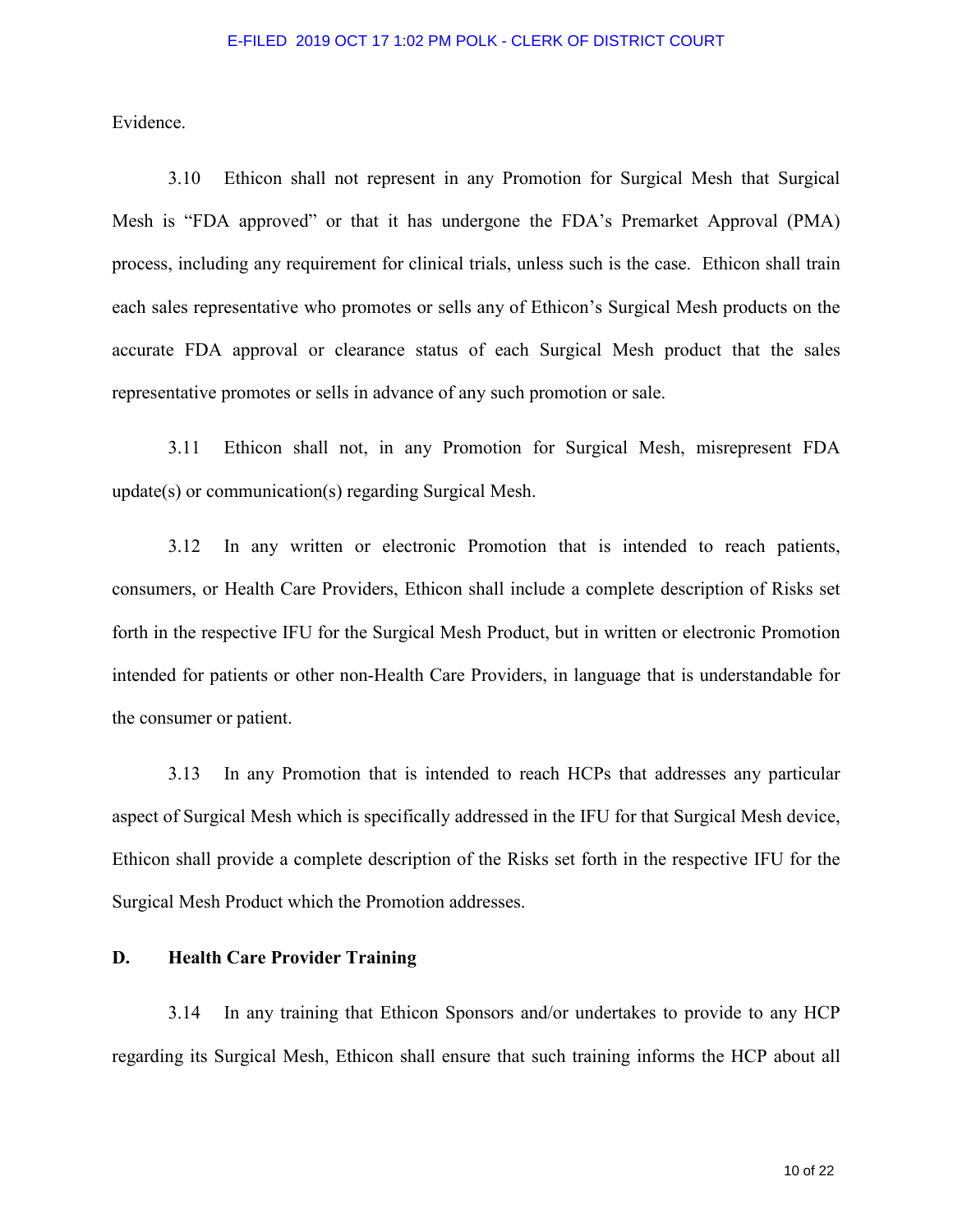Evidence.

3.10 Ethicon shall not represent in any Promotion for Surgical Mesh that Surgical Mesh is "FDA approved" or that it has undergone the FDA's Premarket Approval (PMA) process, including any requirement for clinical trials, unless such is the case. Ethicon shall train each sales representative who promotes or sells any of Ethicon's Surgical Mesh products on the accurate FDA approval or clearance status of each Surgical Mesh product that the sales representative promotes or sells in advance of any such promotion or sale.

3.11 Ethicon shall not, in any Promotion for Surgical Mesh, misrepresent FDA update(s) or communication(s) regarding Surgical Mesh.

3.12 In any written or electronic Promotion that is intended to reach patients, consumers, or Health Care Providers, Ethicon shall include a complete description of Risks set forth in the respective IFU for the Surgical Mesh Product, but in written or electronic Promotion intended for patients or other non-Health Care Providers, in language that is understandable for the consumer or patient.

3.13 In any Promotion that is intended to reach HCPs that addresses any particular aspect of Surgical Mesh which is specifically addressed in the IFU for that Surgical Mesh device, Ethicon shall provide a complete description of the Risks set forth in the respective IFU for the Surgical Mesh Product which the Promotion addresses.

**D. Health Care Provider Training**

3.14 In any training that Ethicon Sponsors and/or undertakes to provide to any HCP regarding its Surgical Mesh, Ethicon shall ensure that such training informs the HCP about all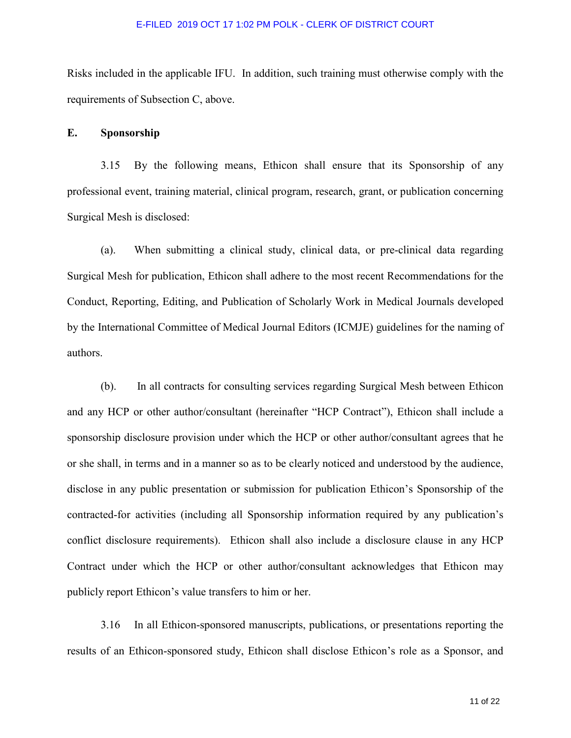Risks included in the applicable IFU. In addition, such training must otherwise comply with the requirements of Subsection C, above.

**E. Sponsorship**

3.15 By the following means, Ethicon shall ensure that its Sponsorship of any professional event, training material, clinical program, research, grant, or publication concerning Surgical Mesh is disclosed:

(a). When submitting a clinical study, clinical data, or pre-clinical data regarding Surgical Mesh for publication, Ethicon shall adhere to the most recent Recommendations for the Conduct, Reporting, Editing, and Publication of Scholarly Work in Medical Journals developed by the International Committee of Medical Journal Editors (ICMJE) guidelines for the naming of authors.

(b). In all contracts for consulting services regarding Surgical Mesh between Ethicon and any HCP or other author/consultant (hereinafter "HCP Contract"), Ethicon shall include a sponsorship disclosure provision under which the HCP or other author/consultant agrees that he or she shall, in terms and in a manner so as to be clearly noticed and understood by the audience, disclose in any public presentation or submission for publication Ethicon's Sponsorship of the contracted-for activities (including all Sponsorship information required by any publication's conflict disclosure requirements). Ethicon shall also include a disclosure clause in any HCP Contract under which the HCP or other author/consultant acknowledges that Ethicon may publicly report Ethicon's value transfers to him or her.

3.16 In all Ethicon-sponsored manuscripts, publications, or presentations reporting the results of an Ethicon-sponsored study, Ethicon shall disclose Ethicon's role as a Sponsor, and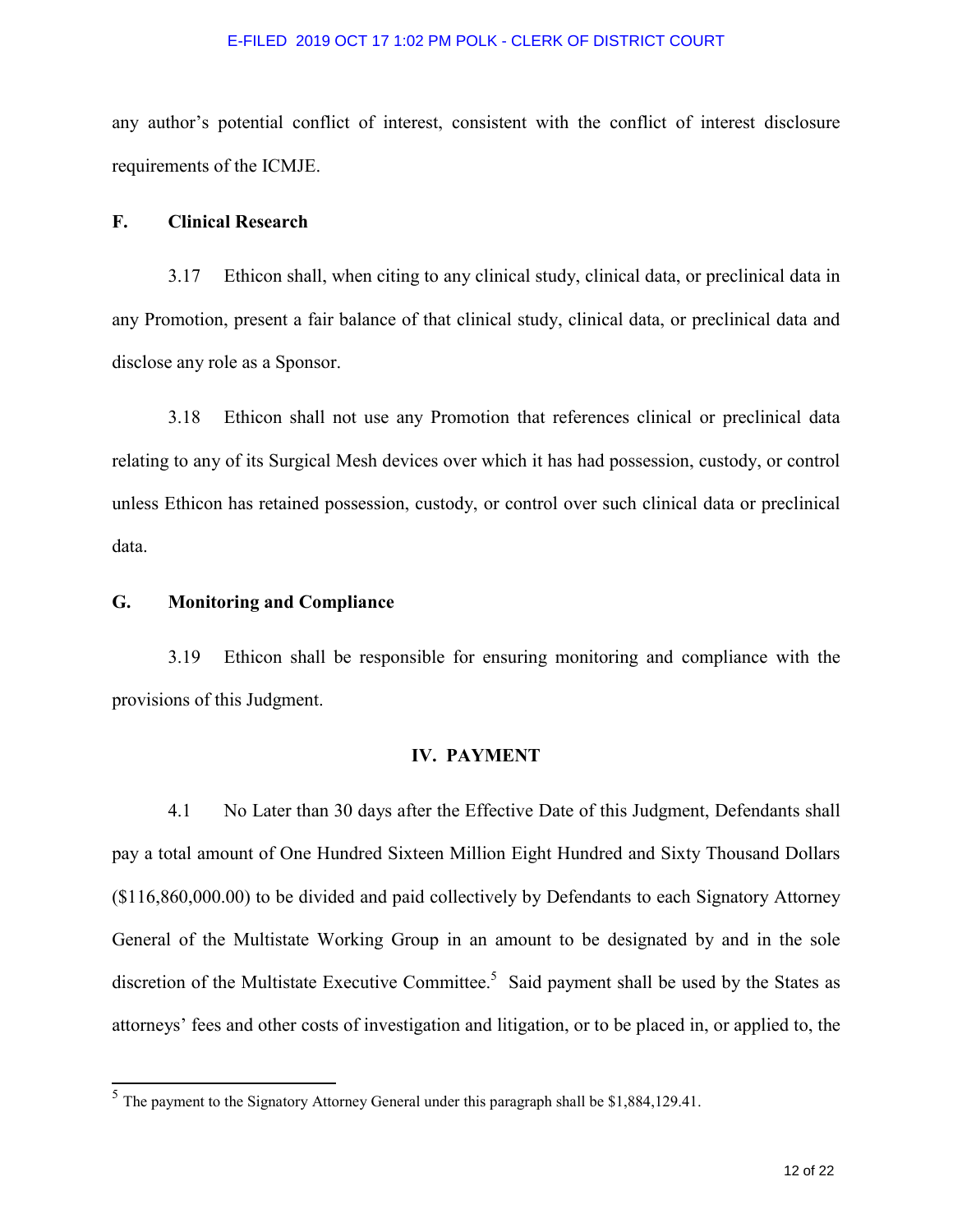any author's potential conflict of interest, consistent with the conflict of interest disclosure requirements of the ICMJE.

## F. Clinical Research

3.17 Ethicon shall, when citing to any clinical study, clinical data, or preclinical data in any Promotion, present a fair balance of that clinical study, clinical data, or preclinical data and disclose any role as a Sponsor.

3.18 Ethicon shall not use any Promotion that references clinical or preclinical data relating to any of its Surgical Mesh devices over which it has had possession, custody, or control unless Ethicon has retained possession, custody, or control over such clinical data or preclinical data.

## G. Monitoring and Compliance

3.19 Ethicon shall be responsible for ensuring monitoring and compliance with the provisions of this Judgment.

# IV. PAYMENT

4.1 No Later than 30 days after the Effective Date of this Judgment, Defendants shall pay a total amount of One Hundred Sixteen Million Eight Hundred and Sixty Thousand Dollars ($116,860,000.00) to be divided and paid collectively by Defendants to each Signatory Attorney General of the Multistate Working Group in an amount to be designated by and in the sole discretion of the Multistate Executive Committee.[5] Said payment shall be used by the States as attorneys' fees and other costs of investigation and litigation, or to be placed in, or applied to, the

[5] The payment to the Signatory Attorney General under this paragraph shall be $1,884,129.41.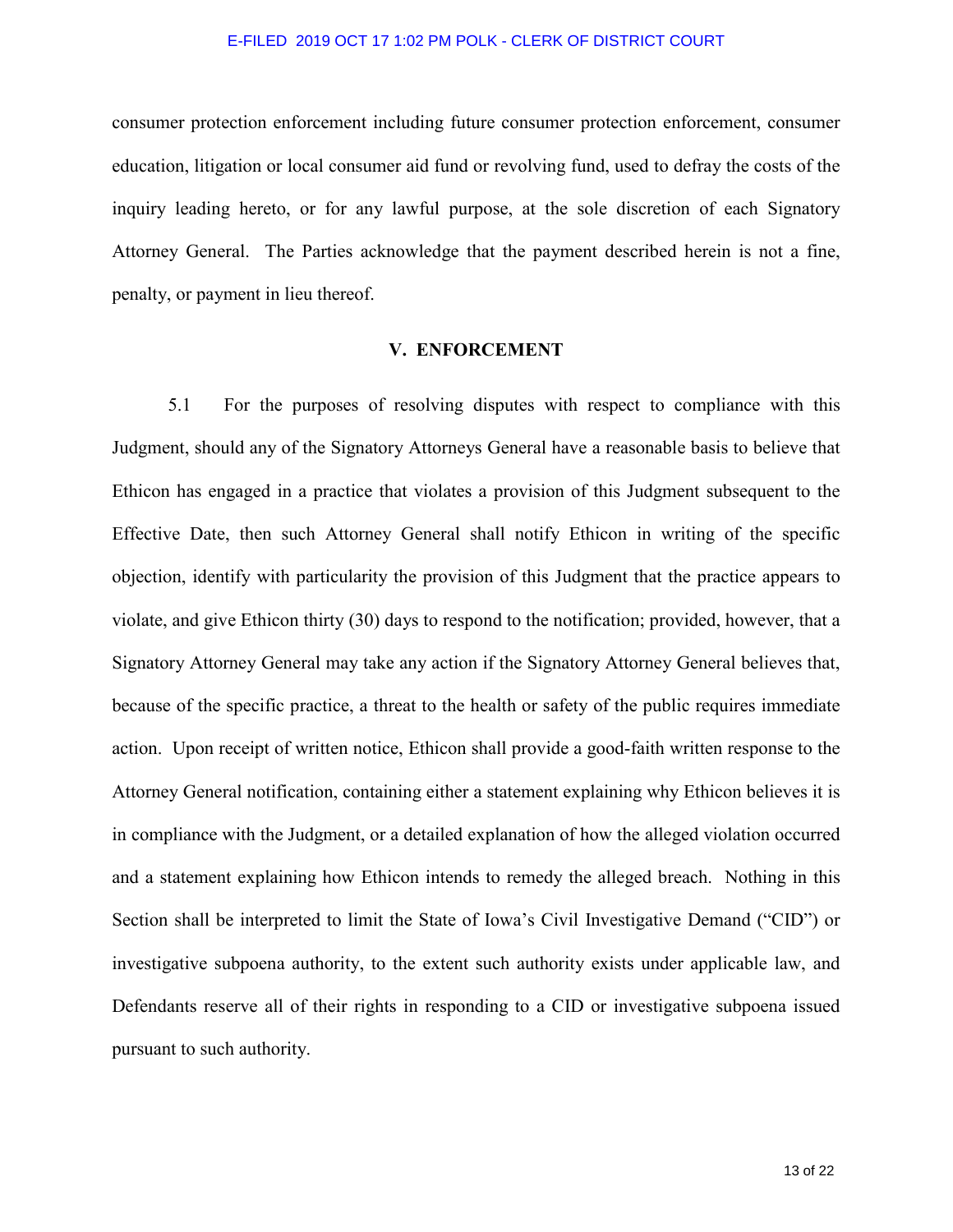consumer protection enforcement including future consumer protection enforcement, consumer education, litigation or local consumer aid fund or revolving fund, used to defray the costs of the inquiry leading hereto, or for any lawful purpose, at the sole discretion of each Signatory Attorney General. The Parties acknowledge that the payment described herein is not a fine, penalty, or payment in lieu thereof.

## V. ENFORCEMENT

5.1 For the purposes of resolving disputes with respect to compliance with this Judgment, should any of the Signatory Attorneys General have a reasonable basis to believe that Ethicon has engaged in a practice that violates a provision of this Judgment subsequent to the Effective Date, then such Attorney General shall notify Ethicon in writing of the specific objection, identify with particularity the provision of this Judgment that the practice appears to violate, and give Ethicon thirty (30) days to respond to the notification; provided, however, that a Signatory Attorney General may take any action if the Signatory Attorney General believes that, because of the specific practice, a threat to the health or safety of the public requires immediate action. Upon receipt of written notice, Ethicon shall provide a good-faith written response to the Attorney General notification, containing either a statement explaining why Ethicon believes it is in compliance with the Judgment, or a detailed explanation of how the alleged violation occurred and a statement explaining how Ethicon intends to remedy the alleged breach. Nothing in this Section shall be interpreted to limit the State of Iowa's Civil Investigative Demand ("CID") or investigative subpoena authority, to the extent such authority exists under applicable law, and Defendants reserve all of their rights in responding to a CID or investigative subpoena issued pursuant to such authority.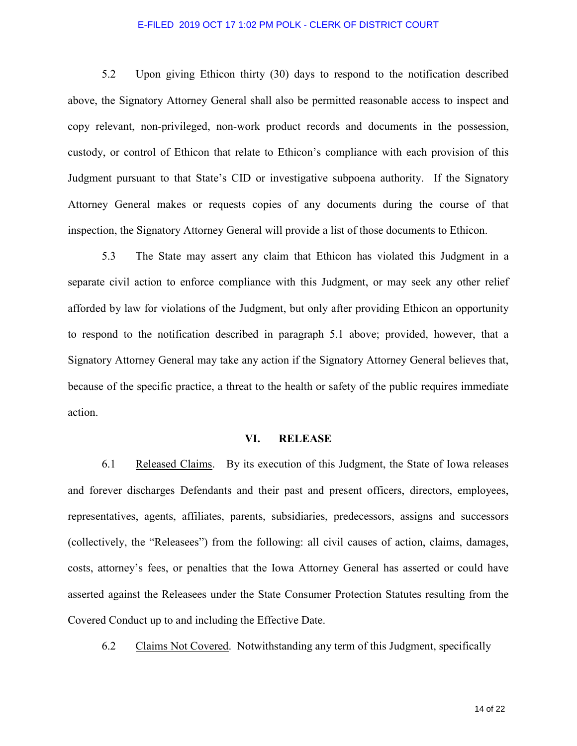5.2 Upon giving Ethicon thirty (30) days to respond to the notification described above, the Signatory Attorney General shall also be permitted reasonable access to inspect and copy relevant, non-privileged, non-work product records and documents in the possession, custody, or control of Ethicon that relate to Ethicon's compliance with each provision of this Judgment pursuant to that State's CID or investigative subpoena authority. If the Signatory Attorney General makes or requests copies of any documents during the course of that inspection, the Signatory Attorney General will provide a list of those documents to Ethicon.

5.3 The State may assert any claim that Ethicon has violated this Judgment in a separate civil action to enforce compliance with this Judgment, or may seek any other relief afforded by law for violations of the Judgment, but only after providing Ethicon an opportunity to respond to the notification described in paragraph 5.1 above; provided, however, that a Signatory Attorney General may take any action if the Signatory Attorney General believes that, because of the specific practice, a threat to the health or safety of the public requires immediate action.

## VI. RELEASE

6.1 Released Claims. By its execution of this Judgment, the State of Iowa releases and forever discharges Defendants and their past and present officers, directors, employees, representatives, agents, affiliates, parents, subsidiaries, predecessors, assigns and successors (collectively, the "Releasees") from the following: all civil causes of action, claims, damages, costs, attorney's fees, or penalties that the Iowa Attorney General has asserted or could have asserted against the Releasees under the State Consumer Protection Statutes resulting from the Covered Conduct up to and including the Effective Date.

6.2 Claims Not Covered. Notwithstanding any term of this Judgment, specifically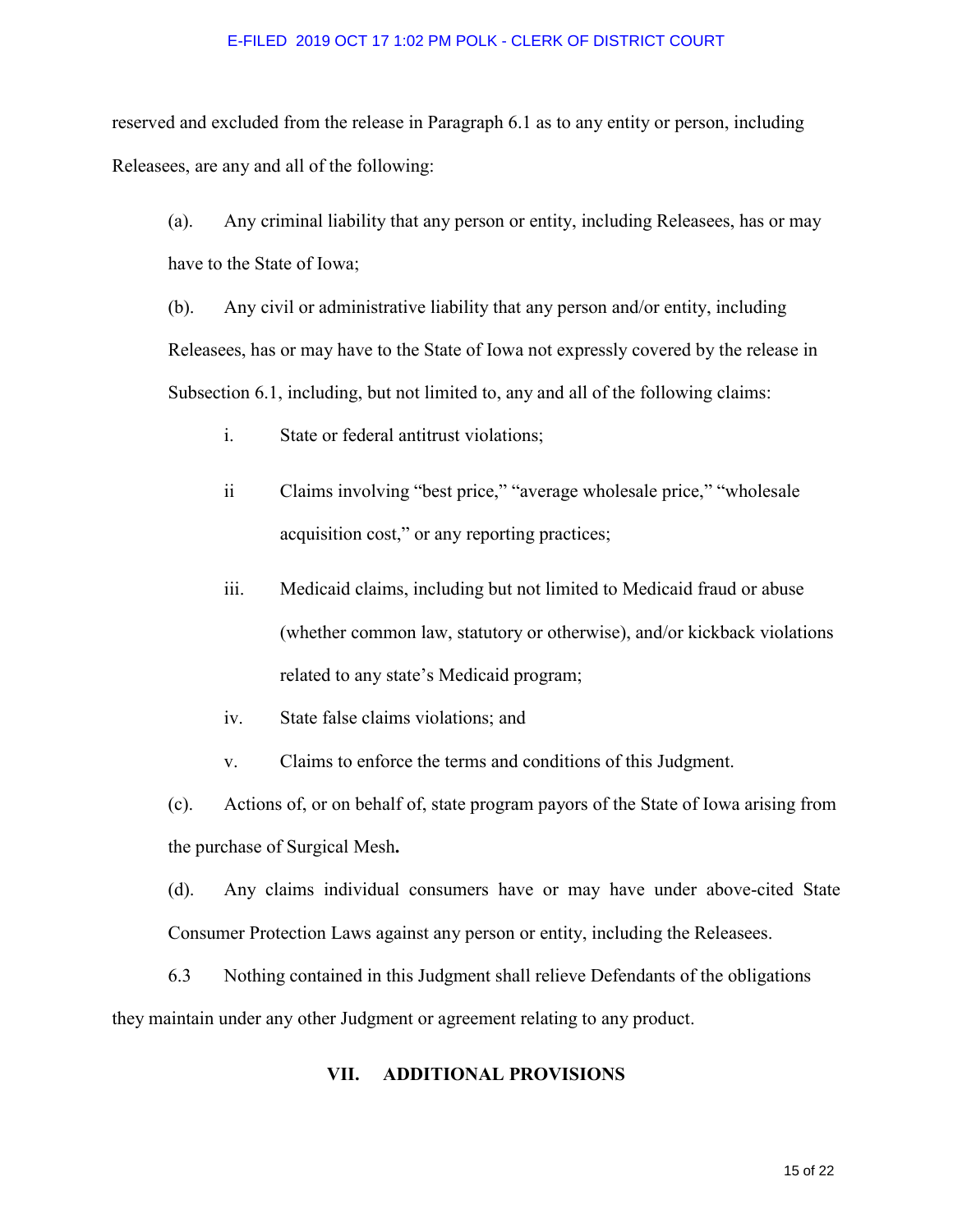reserved and excluded from the release in Paragraph 6.1 as to any entity or person, including Releasees, are any and all of the following:

(a). Any criminal liability that any person or entity, including Releasees, has or may have to the State of Iowa;

(b). Any civil or administrative liability that any person and/or entity, including Releasees, has or may have to the State of Iowa not expressly covered by the release in Subsection 6.1, including, but not limited to, any and all of the following claims:

i. State or federal antitrust violations;

ii Claims involving "best price," "average wholesale price," "wholesale acquisition cost," or any reporting practices;

iii. Medicaid claims, including but not limited to Medicaid fraud or abuse (whether common law, statutory or otherwise), and/or kickback violations related to any state's Medicaid program;

iv. State false claims violations; and

v. Claims to enforce the terms and conditions of this Judgment.

(c). Actions of, or on behalf of, state program payors of the State of Iowa arising from the purchase of Surgical Mesh**.**

(d). Any claims individual consumers have or may have under above-cited State Consumer Protection Laws against any person or entity, including the Releasees.

6.3 Nothing contained in this Judgment shall relieve Defendants of the obligations they maintain under any other Judgment or agreement relating to any product.

## VII. ADDITIONAL PROVISIONS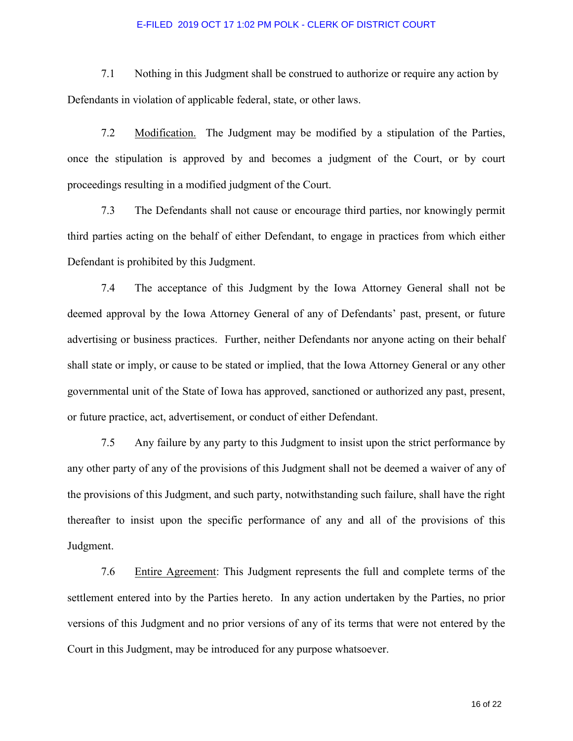7.1 Nothing in this Judgment shall be construed to authorize or require any action by Defendants in violation of applicable federal, state, or other laws.

7.2 <u>Modification.</u> The Judgment may be modified by a stipulation of the Parties, once the stipulation is approved by and becomes a judgment of the Court, or by court proceedings resulting in a modified judgment of the Court.

7.3 The Defendants shall not cause or encourage third parties, nor knowingly permit third parties acting on the behalf of either Defendant, to engage in practices from which either Defendant is prohibited by this Judgment.

7.4 The acceptance of this Judgment by the Iowa Attorney General shall not be deemed approval by the Iowa Attorney General of any of Defendants' past, present, or future advertising or business practices. Further, neither Defendants nor anyone acting on their behalf shall state or imply, or cause to be stated or implied, that the Iowa Attorney General or any other governmental unit of the State of Iowa has approved, sanctioned or authorized any past, present, or future practice, act, advertisement, or conduct of either Defendant.

7.5 Any failure by any party to this Judgment to insist upon the strict performance by any other party of any of the provisions of this Judgment shall not be deemed a waiver of any of the provisions of this Judgment, and such party, notwithstanding such failure, shall have the right thereafter to insist upon the specific performance of any and all of the provisions of this Judgment.

7.6 <u>Entire Agreement</u>: This Judgment represents the full and complete terms of the settlement entered into by the Parties hereto. In any action undertaken by the Parties, no prior versions of this Judgment and no prior versions of any of its terms that were not entered by the Court in this Judgment, may be introduced for any purpose whatsoever.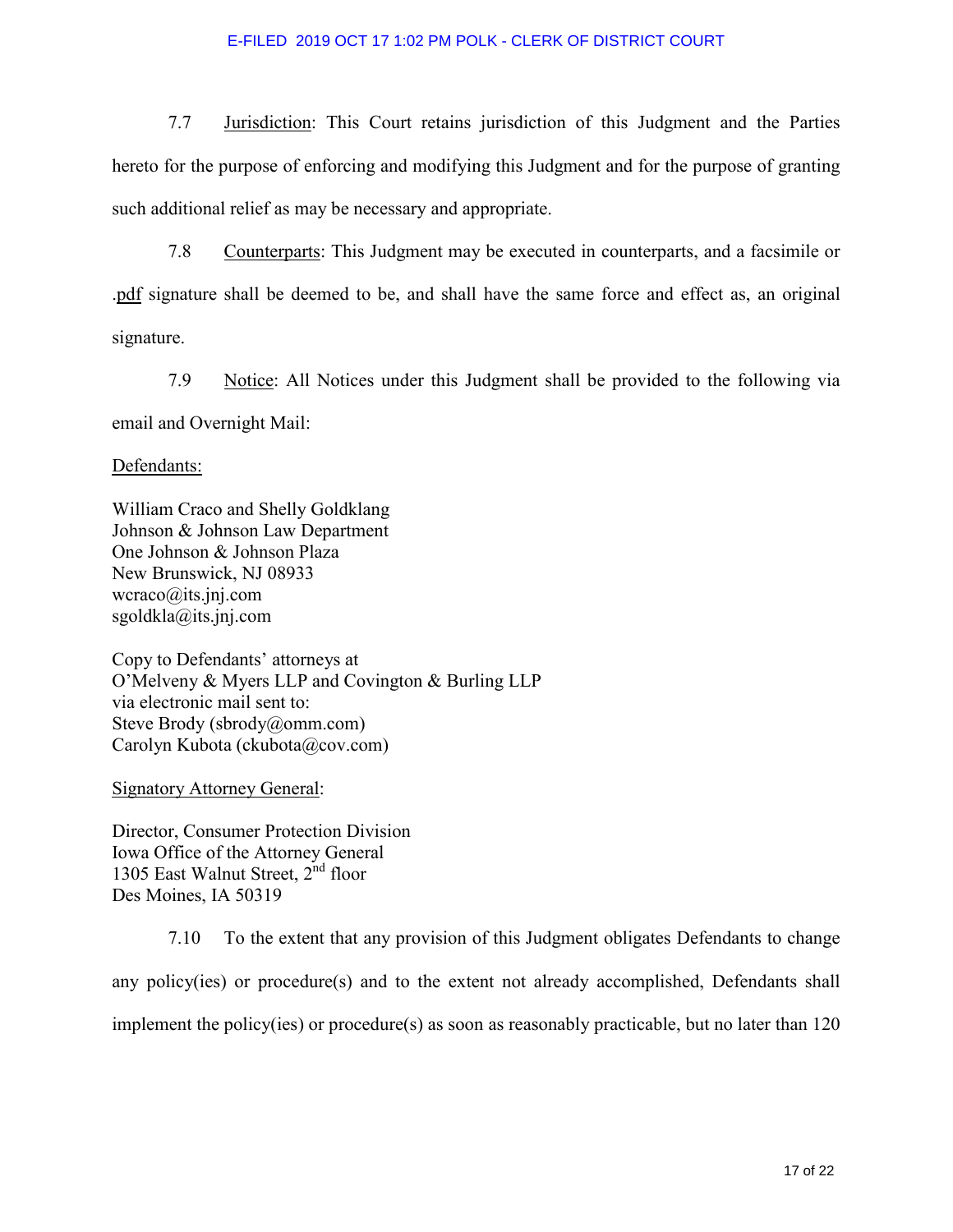7.7 Jurisdiction: This Court retains jurisdiction of this Judgment and the Parties hereto for the purpose of enforcing and modifying this Judgment and for the purpose of granting such additional relief as may be necessary and appropriate.

7.8 Counterparts: This Judgment may be executed in counterparts, and a facsimile or .pdf signature shall be deemed to be, and shall have the same force and effect as, an original signature.

7.9 Notice: All Notices under this Judgment shall be provided to the following via email and Overnight Mail:

Defendants:

William Craco and Shelly Goldklang
Johnson & Johnson Law Department
One Johnson & Johnson Plaza
New Brunswick, NJ 08933
wcraco@its.jnj.com
sgoldkla@its.jnj.com

Copy to Defendants' attorneys at
O'Melveny & Myers LLP and Covington & Burling LLP
via electronic mail sent to:
Steve Brody (sbrody@omm.com)
Carolyn Kubota (ckubota@cov.com)

Signatory Attorney General:

Director, Consumer Protection Division
Iowa Office of the Attorney General
1305 East Walnut Street, 2nd floor
Des Moines, IA 50319

7.10 To the extent that any provision of this Judgment obligates Defendants to change any policy(ies) or procedure(s) and to the extent not already accomplished, Defendants shall implement the policy(ies) or procedure(s) as soon as reasonably practicable, but no later than 120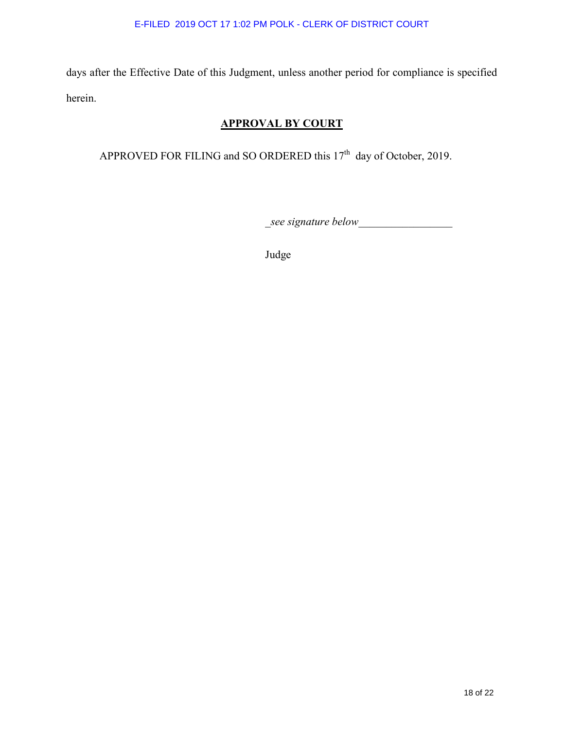days after the Effective Date of this Judgment, unless another period for compliance is specified herein.

## APPROVAL BY COURT

APPROVED FOR FILING and SO ORDERED this 17th day of October, 2019.

_*see signature below*_________________

Judge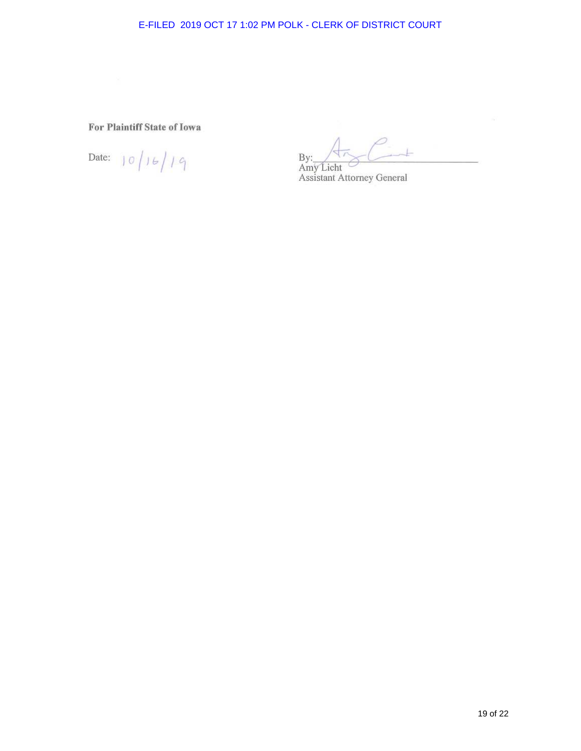**For Plaintiff State of Iowa**

Date: 10/16/19

By: ______________________________
Amy Licht
Assistant Attorney General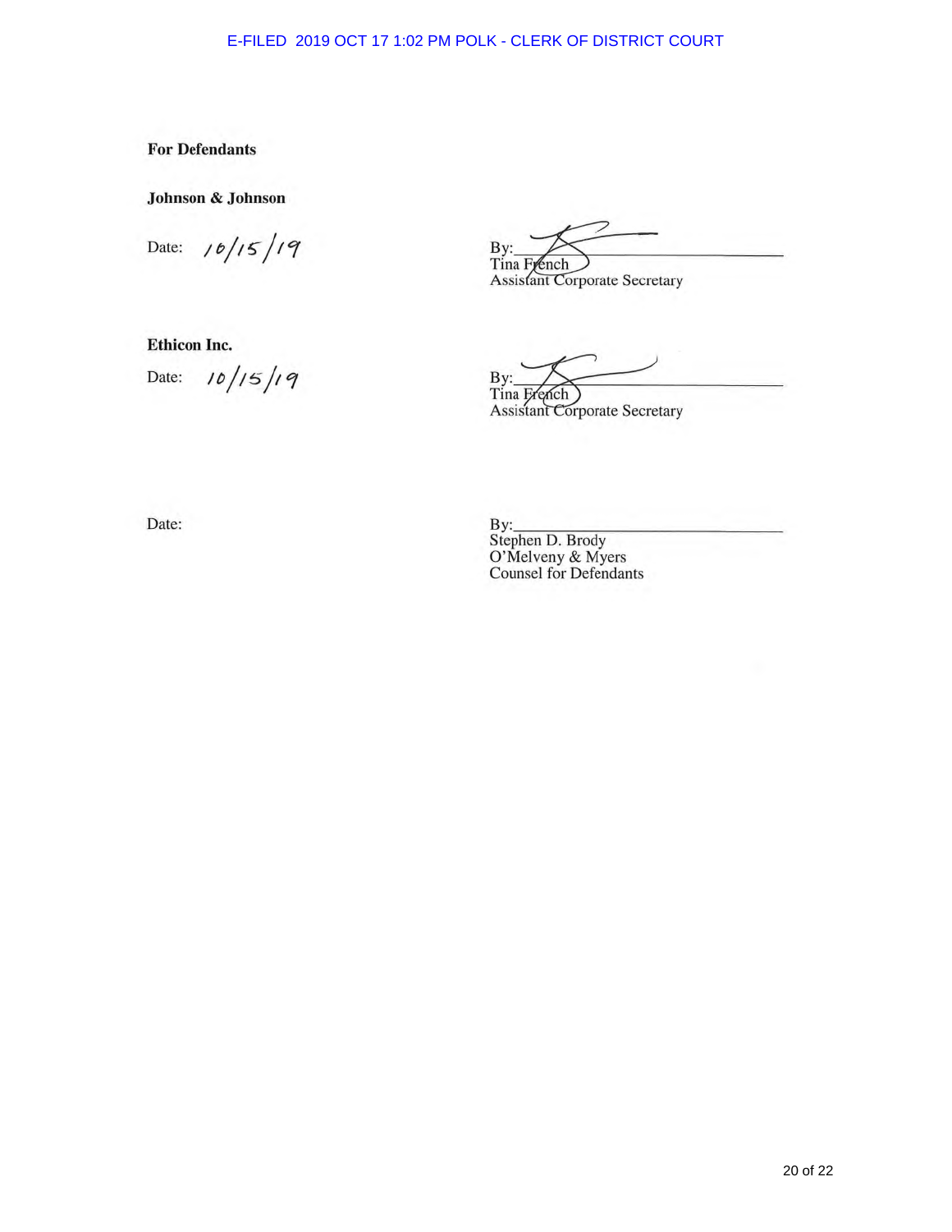**For Defendants**

**Johnson & Johnson**

Date: 10/15/19

By:\_\_\_\_\_\_\_\_\_\_\_\_\_\_\_\_\_\_\_\_\_\_\_\_\_\_\_\_\_\_
Tina French
Assistant Corporate Secretary

**Ethicon Inc.**

Date: 10/15/19

By:\_\_\_\_\_\_\_\_\_\_\_\_\_\_\_\_\_\_\_\_\_\_\_\_\_\_\_\_\_\_
Tina French
Assistant Corporate Secretary

Date:

By:\_\_\_\_\_\_\_\_\_\_\_\_\_\_\_\_\_\_\_\_\_\_\_\_\_\_\_\_\_\_
Stephen D. Brody
O'Melveny & Myers
Counsel for Defendants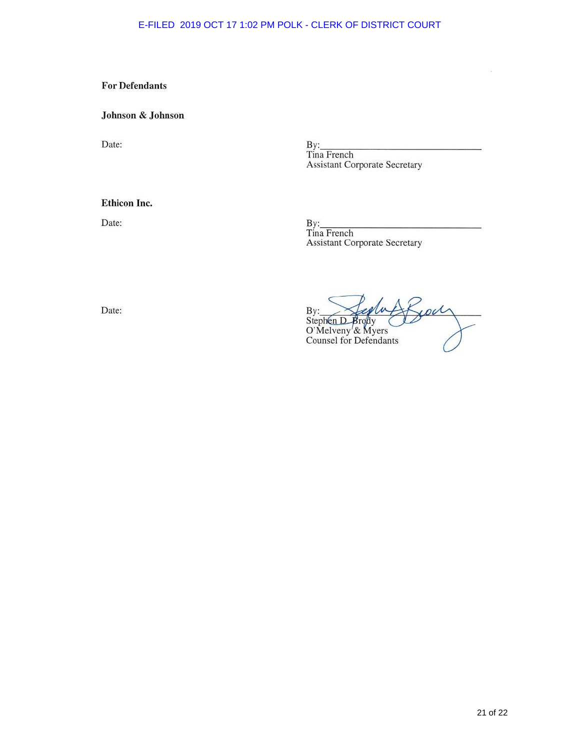**For Defendants**

**Johnson & Johnson**

Date:

By:\_\_\_\_\_\_\_\_\_\_\_\_\_\_\_\_\_\_\_\_\_\_\_\_\_\_\_\_\_\_
Tina French
Assistant Corporate Secretary

**Ethicon Inc.**

Date:

By:\_\_\_\_\_\_\_\_\_\_\_\_\_\_\_\_\_\_\_\_\_\_\_\_\_\_\_\_\_\_
Tina French
Assistant Corporate Secretary

Date:

By:\_\_\_\_\_\_\_\_\_\_\_\_\_\_\_\_\_\_\_\_\_\_\_\_\_\_\_\_\_\_
Stephen D. Brody
O'Melveny & Myers
Counsel for Defendants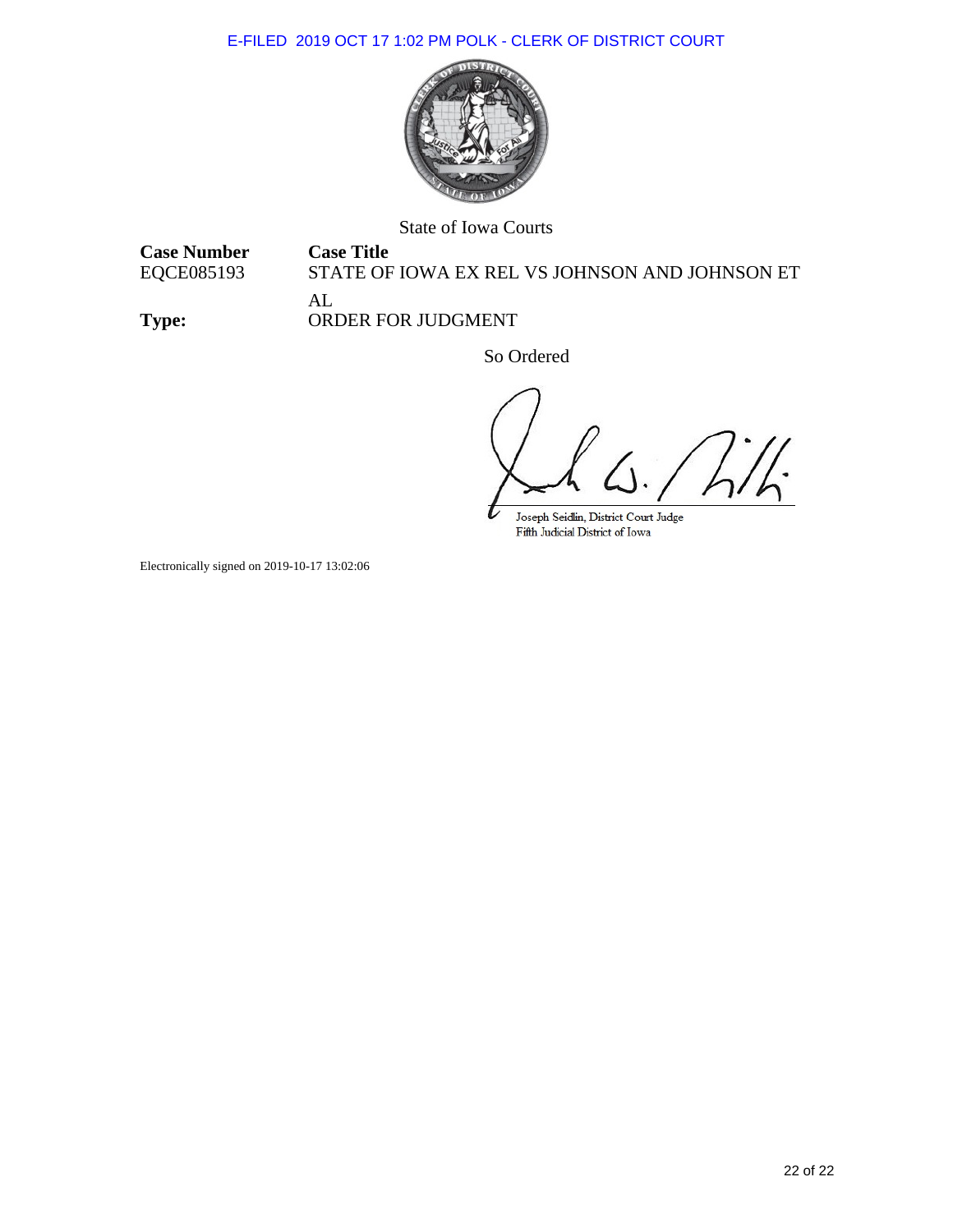E-FILED 2019 OCT 17 1:02 PM POLK - CLERK OF DISTRICT COURT

State of Iowa Courts

| | |
|---|---|
| **Case Number** | **Case Title** |
| EQCE085193 | STATE OF IOWA EX REL VS JOHNSON AND JOHNSON ET AL |
| **Type:** | ORDER FOR JUDGMENT |

So Ordered

Joseph Seidlin, District Court Judge
Fifth Judicial District of Iowa

Electronically signed on 2019-10-17 13:02:06